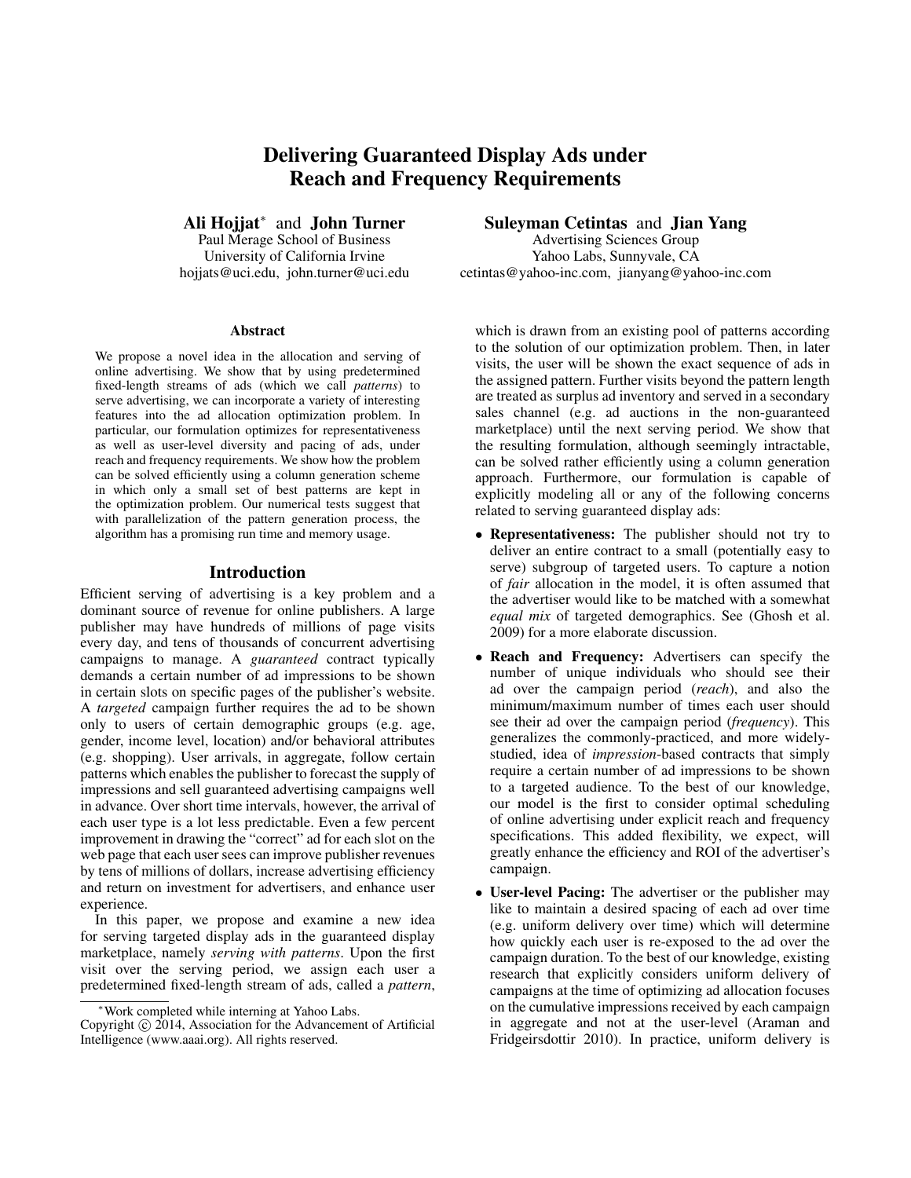# Delivering Guaranteed Display Ads under Reach and Frequency Requirements

**Ali Hojjat**[*] and **John Turner**
Paul Merage School of Business
University of California Irvine
hojjats@uci.edu, john.turner@uci.edu

**Suleyman Cetintas** and **Jian Yang**
Advertising Sciences Group
Yahoo Labs, Sunnyvale, CA
cetintas@yahoo-inc.com, jianyang@yahoo-inc.com

### Abstract

We propose a novel idea in the allocation and serving of online advertising. We show that by using predetermined fixed-length streams of ads (which we call *patterns*) to serve advertising, we can incorporate a variety of interesting features into the ad allocation optimization problem. In particular, our formulation optimizes for representativeness as well as user-level diversity and pacing of ads, under reach and frequency requirements. We show how the problem can be solved efficiently using a column generation scheme in which only a small set of best patterns are kept in the optimization problem. Our numerical tests suggest that with parallelization of the pattern generation process, the algorithm has a promising run time and memory usage.

## Introduction

Efficient serving of advertising is a key problem and a dominant source of revenue for online publishers. A large publisher may have hundreds of millions of page visits every day, and tens of thousands of concurrent advertising campaigns to manage. A *guaranteed* contract typically demands a certain number of ad impressions to be shown in certain slots on specific pages of the publisher's website. A *targeted* campaign further requires the ad to be shown only to users of certain demographic groups (e.g. age, gender, income level, location) and/or behavioral attributes (e.g. shopping). User arrivals, in aggregate, follow certain patterns which enables the publisher to forecast the supply of impressions and sell guaranteed advertising campaigns well in advance. Over short time intervals, however, the arrival of each user type is a lot less predictable. Even a few percent improvement in drawing the "correct" ad for each slot on the web page that each user sees can improve publisher revenues by tens of millions of dollars, increase advertising efficiency and return on investment for advertisers, and enhance user experience.

In this paper, we propose and examine a new idea for serving targeted display ads in the guaranteed display marketplace, namely *serving with patterns*. Upon the first visit over the serving period, we assign each user a predetermined fixed-length stream of ads, called a *pattern*, which is drawn from an existing pool of patterns according to the solution of our optimization problem. Then, in later visits, the user will be shown the exact sequence of ads in the assigned pattern. Further visits beyond the pattern length are treated as surplus ad inventory and served in a secondary sales channel (e.g. ad auctions in the non-guaranteed marketplace) until the next serving period. We show that the resulting formulation, although seemingly intractable, can be solved rather efficiently using a column generation approach. Furthermore, our formulation is capable of explicitly modeling all or any of the following concerns related to serving guaranteed display ads:

- **Representativeness:** The publisher should not try to deliver an entire contract to a small (potentially easy to serve) subgroup of targeted users. To capture a notion of *fair* allocation in the model, it is often assumed that the advertiser would like to be matched with a somewhat *equal mix* of targeted demographics. See (Ghosh et al. 2009) for a more elaborate discussion.
- **Reach and Frequency:** Advertisers can specify the number of unique individuals who should see their ad over the campaign period (*reach*), and also the minimum/maximum number of times each user should see their ad over the campaign period (*frequency*). This generalizes the commonly-practiced, and more widely-studied, idea of *impression*-based contracts that simply require a certain number of ad impressions to be shown to a targeted audience. To the best of our knowledge, our model is the first to consider optimal scheduling of online advertising under explicit reach and frequency specifications. This added flexibility, we expect, will greatly enhance the efficiency and ROI of the advertiser's campaign.
- **User-level Pacing:** The advertiser or the publisher may like to maintain a desired spacing of each ad over time (e.g. uniform delivery over time) which will determine how quickly each user is re-exposed to the ad over the campaign duration. To the best of our knowledge, existing research that explicitly considers uniform delivery of campaigns at the time of optimizing ad allocation focuses on the cumulative impressions received by each campaign in aggregate and not at the user-level (Araman and Fridgeirsdottir 2010). In practice, uniform delivery is

[*] Work completed while interning at Yahoo Labs.

Copyright © 2014, Association for the Advancement of Artificial Intelligence (www.aaai.org). All rights reserved.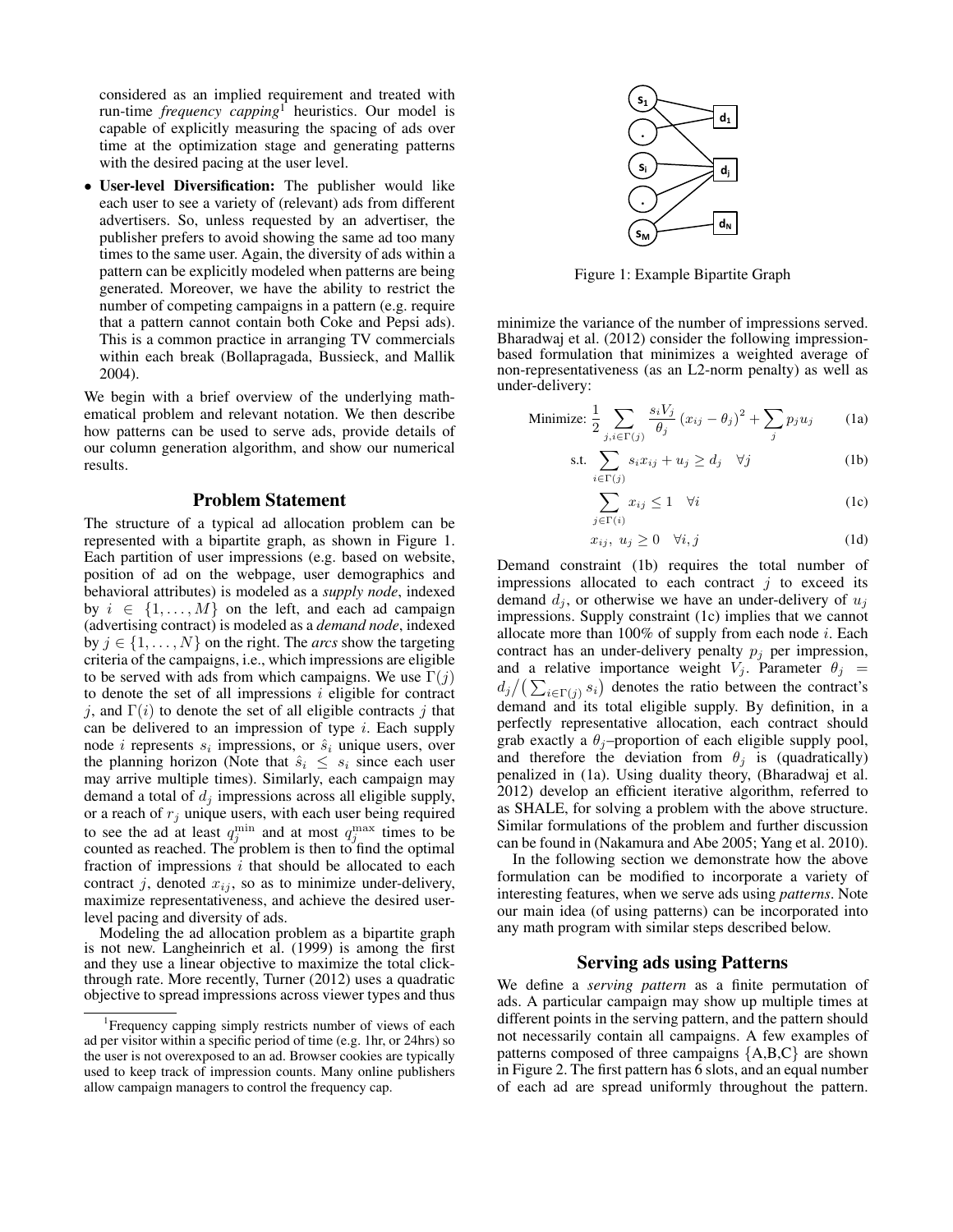considered as an implied requirement and treated with run-time *frequency capping*[1] heuristics. Our model is capable of explicitly measuring the spacing of ads over time at the optimization stage and generating patterns with the desired pacing at the user level.

- **User-level Diversification:** The publisher would like each user to see a variety of (relevant) ads from different advertisers. So, unless requested by an advertiser, the publisher prefers to avoid showing the same ad too many times to the same user. Again, the diversity of ads within a pattern can be explicitly modeled when patterns are being generated. Moreover, we have the ability to restrict the number of competing campaigns in a pattern (e.g. require that a pattern cannot contain both Coke and Pepsi ads). This is a common practice in arranging TV commercials within each break (Bollapragada, Bussieck, and Mallik 2004).

We begin with a brief overview of the underlying mathematical problem and relevant notation. We then describe how patterns can be used to serve ads, provide details of our column generation algorithm, and show our numerical results.

## Problem Statement

The structure of a typical ad allocation problem can be represented with a bipartite graph, as shown in Figure 1. Each partition of user impressions (e.g. based on website, position of ad on the webpage, user demographics and behavioral attributes) is modeled as a *supply node*, indexed by $i \in \{1, \ldots, M\}$ on the left, and each ad campaign (advertising contract) is modeled as a *demand node*, indexed by $j \in \{1, \ldots, N\}$ on the right. The *arcs* show the targeting criteria of the campaigns, i.e., which impressions are eligible to be served with ads from which campaigns. We use $\Gamma(j)$ to denote the set of all impressions $i$ eligible for contract $j$, and $\Gamma(i)$ to denote the set of all eligible contracts $j$ that can be delivered to an impression of type $i$. Each supply node $i$ represents $s_i$ impressions, or $\hat{s}_i$ unique users, over the planning horizon (Note that $\hat{s}_i \leq s_i$ since each user may arrive multiple times). Similarly, each campaign may demand a total of $d_j$ impressions across all eligible supply, or a reach of $r_j$ unique users, with each user being required to see the ad at least $q_j^{\min}$ and at most $q_j^{\max}$ times to be counted as reached. The problem is then to find the optimal fraction of impressions $i$ that should be allocated to each contract $j$, denoted $x_{ij}$, so as to minimize under-delivery, maximize representativeness, and achieve the desired user-level pacing and diversity of ads.

Modeling the ad allocation problem as a bipartite graph is not new. Langheinrich et al. (1999) is among the first and they use a linear objective to maximize the total click-through rate. More recently, Turner (2012) uses a quadratic objective to spread impressions across viewer types and thus

Figure 1: Example Bipartite Graph

minimize the variance of the number of impressions served. Bharadwaj et al. (2012) consider the following impression-based formulation that minimizes a weighted average of non-representativeness (as an L2-norm penalty) as well as under-delivery:

$$\text{Minimize: } \frac{1}{2} \sum_{j, i \in \Gamma(j)} \frac{s_i V_j}{\theta_j} (x_{ij} - \theta_j)^2 + \sum_j p_j u_j \tag{1a}$$

$$\text{s.t. } \sum_{i \in \Gamma(j)} s_i x_{ij} + u_j \geq d_j \quad \forall j \tag{1b}$$

$$\sum_{j \in \Gamma(i)} x_{ij} \leq 1 \quad \forall i \tag{1c}$$

$$x_{ij},\ u_j \geq 0 \quad \forall i, j \tag{1d}$$

Demand constraint (1b) requires the total number of impressions allocated to each contract $j$ to exceed its demand $d_j$, or otherwise we have an under-delivery of $u_j$ impressions. Supply constraint (1c) implies that we cannot allocate more than 100% of supply from each node $i$. Each contract has an under-delivery penalty $p_j$ per impression, and a relative importance weight $V_j$. Parameter $\theta_j = d_j / \left(\sum_{i \in \Gamma(j)} s_i\right)$ denotes the ratio between the contract's demand and its total eligible supply. By definition, in a perfectly representative allocation, each contract should grab exactly a $\theta_j$–proportion of each eligible supply pool, and therefore the deviation from $\theta_j$ is (quadratically) penalized in (1a). Using duality theory, (Bharadwaj et al. 2012) develop an efficient iterative algorithm, referred to as SHALE, for solving a problem with the above structure. Similar formulations of the problem and further discussion can be found in (Nakamura and Abe 2005; Yang et al. 2010).

In the following section we demonstrate how the above formulation can be modified to incorporate a variety of interesting features, when we serve ads using *patterns*. Note our main idea (of using patterns) can be incorporated into any math program with similar steps described below.

## Serving ads using Patterns

We define a *serving pattern* as a finite permutation of ads. A particular campaign may show up multiple times at different points in the serving pattern, and the pattern should not necessarily contain all campaigns. A few examples of patterns composed of three campaigns {A,B,C} are shown in Figure 2. The first pattern has 6 slots, and an equal number of each ad are spread uniformly throughout the pattern.

[1] Frequency capping simply restricts number of views of each ad per visitor within a specific period of time (e.g. 1hr, or 24hrs) so the user is not overexposed to an ad. Browser cookies are typically used to keep track of impression counts. Many online publishers allow campaign managers to control the frequency cap.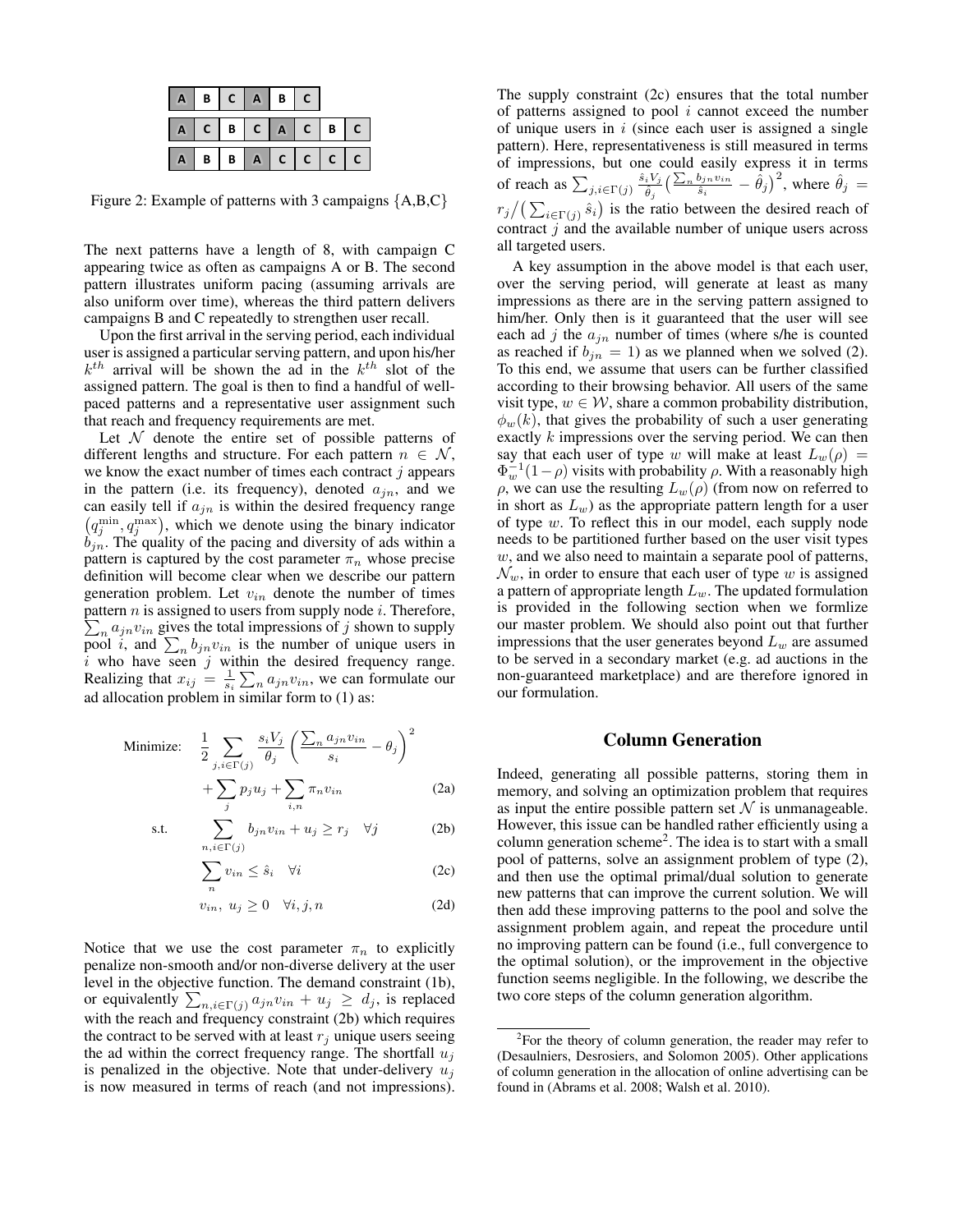| A | B | C | A | B | C |  |  |
|---|---|---|---|---|---|---|---|
| A | C | B | C | A | C | B | C |
| A | B | B | A | C | C | C | C |

Figure 2: Example of patterns with 3 campaigns {A,B,C}

The next patterns have a length of 8, with campaign C appearing twice as often as campaigns A or B. The second pattern illustrates uniform pacing (assuming arrivals are also uniform over time), whereas the third pattern delivers campaigns B and C repeatedly to strengthen user recall.

Upon the first arrival in the serving period, each individual user is assigned a particular serving pattern, and upon his/her $k^{th}$ arrival will be shown the ad in the $k^{th}$ slot of the assigned pattern. The goal is then to find a handful of well-paced patterns and a representative user assignment such that reach and frequency requirements are met.

Let $\mathcal{N}$ denote the entire set of possible patterns of different lengths and structure. For each pattern $n \in \mathcal{N}$, we know the exact number of times each contract $j$ appears in the pattern (i.e. its frequency), denoted $a_{jn}$, and we can easily tell if $a_{jn}$ is within the desired frequency range $\left(q_j^{\min}, q_j^{\max}\right)$, which we denote using the binary indicator $b_{jn}$. The quality of the pacing and diversity of ads within a pattern is captured by the cost parameter $\pi_n$ whose precise definition will become clear when we describe our pattern generation problem. Let $v_{in}$ denote the number of times pattern $n$ is assigned to users from supply node $i$. Therefore, $\sum_n a_{jn} v_{in}$ gives the total impressions of $j$ shown to supply pool $i$, and $\sum_n b_{jn} v_{in}$ is the number of unique users in $i$ who have seen $j$ within the desired frequency range. Realizing that $x_{ij} = \frac{1}{s_i} \sum_n a_{jn} v_{in}$, we can formulate our ad allocation problem in similar form to (1) as:

$$
\begin{aligned}
\text{Minimize:} \quad & \frac{1}{2} \sum_{j, i \in \Gamma(j)} \frac{s_i V_j}{\theta_j} \left( \frac{\sum_n a_{jn} v_{in}}{s_i} - \theta_j \right)^2 \\
& + \sum_j p_j u_j + \sum_{i,n} \pi_n v_{in} && \text{(2a)} \\
\text{s.t.} \quad & \sum_{n, i \in \Gamma(j)} b_{jn} v_{in} + u_j \geq r_j \quad \forall j && \text{(2b)} \\
& \sum_n v_{in} \leq \hat{s}_i \quad \forall i && \text{(2c)} \\
& v_{in}, \; u_j \geq 0 \quad \forall i, j, n && \text{(2d)}
\end{aligned}
$$

Notice that we use the cost parameter $\pi_n$ to explicitly penalize non-smooth and/or non-diverse delivery at the user level in the objective function. The demand constraint (1b), or equivalently $\sum_{n, i \in \Gamma(j)} a_{jn} v_{in} + u_j \geq d_j$, is replaced with the reach and frequency constraint (2b) which requires the contract to be served with at least $r_j$ unique users seeing the ad within the correct frequency range. The shortfall $u_j$ is penalized in the objective. Note that under-delivery $u_j$ is now measured in terms of reach (and not impressions). The supply constraint (2c) ensures that the total number of patterns assigned to pool $i$ cannot exceed the number of unique users in $i$ (since each user is assigned a single pattern). Here, representativeness is still measured in terms of impressions, but one could easily express it in terms of reach as $\sum_{j, i \in \Gamma(j)} \frac{\hat{s}_i V_j}{\hat{\theta}_j} \left( \frac{\sum_n b_{jn} v_{in}}{\hat{s}_i} - \hat{\theta}_j \right)^2$, where $\hat{\theta}_j = r_j / \left( \sum_{i \in \Gamma(j)} \hat{s}_i \right)$ is the ratio between the desired reach of contract $j$ and the available number of unique users across all targeted users.

A key assumption in the above model is that each user, over the serving period, will generate at least as many impressions as there are in the serving pattern assigned to him/her. Only then is it guaranteed that the user will see each ad $j$ the $a_{jn}$ number of times (where s/he is counted as reached if $b_{jn} = 1$) as we planned when we solved (2). To this end, we assume that users can be further classified according to their browsing behavior. All users of the same visit type, $w \in \mathcal{W}$, share a common probability distribution, $\phi_w(k)$, that gives the probability of such a user generating exactly $k$ impressions over the serving period. We can then say that each user of type $w$ will make at least $L_w(\rho) = \Phi_w^{-1}(1 - \rho)$ visits with probability $\rho$. With a reasonably high $\rho$, we can use the resulting $L_w(\rho)$ (from now on referred to in short as $L_w$) as the appropriate pattern length for a user of type $w$. To reflect this in our model, each supply node needs to be partitioned further based on the user visit types $w$, and we also need to maintain a separate pool of patterns, $\mathcal{N}_w$, in order to ensure that each user of type $w$ is assigned a pattern of appropriate length $L_w$. The updated formulation is provided in the following section when we formlize our master problem. We should also point out that further impressions that the user generates beyond $L_w$ are assumed to be served in a secondary market (e.g. ad auctions in the non-guaranteed marketplace) and are therefore ignored in our formulation.

## Column Generation

Indeed, generating all possible patterns, storing them in memory, and solving an optimization problem that requires as input the entire possible pattern set $\mathcal{N}$ is unmanageable. However, this issue can be handled rather efficiently using a column generation scheme[2]. The idea is to start with a small pool of patterns, solve an assignment problem of type (2), and then use the optimal primal/dual solution to generate new patterns that can improve the current solution. We will then add these improving patterns to the pool and solve the assignment problem again, and repeat the procedure until no improving pattern can be found (i.e., full convergence to the optimal solution), or the improvement in the objective function seems negligible. In the following, we describe the two core steps of the column generation algorithm.

[2]For the theory of column generation, the reader may refer to (Desaulniers, Desrosiers, and Solomon 2005). Other applications of column generation in the allocation of online advertising can be found in (Abrams et al. 2008; Walsh et al. 2010).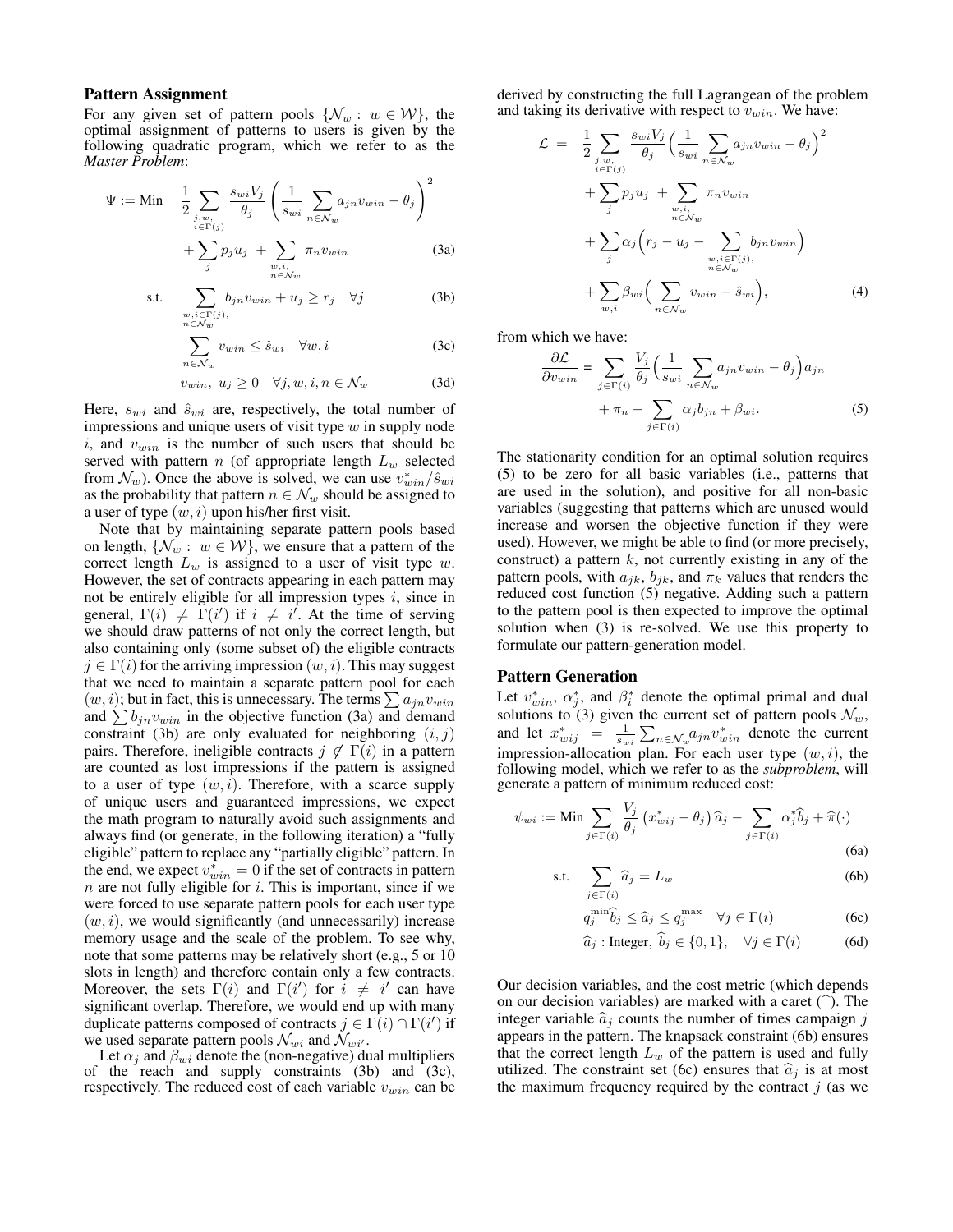## Pattern Assignment

For any given set of pattern pools $\{\mathcal{N}_w : w \in \mathcal{W}\}$, the optimal assignment of patterns to users is given by the following quadratic program, which we refer to as the *Master Problem*:

$$\Psi := \text{Min} \quad \frac{1}{2} \sum_{\substack{j,w, \\ i \in \Gamma(j)}} \frac{s_{wi} V_j}{\theta_j} \left( \frac{1}{s_{wi}} \sum_{n \in \mathcal{N}_w} a_{jn} v_{win} - \theta_j \right)^2 + \sum_j p_j u_j + \sum_{\substack{w,i, \\ n \in \mathcal{N}_w}} \pi_n v_{win} \tag{3a}$$

$$\text{s.t.} \quad \sum_{\substack{w, i \in \Gamma(j), \\ n \in \mathcal{N}_w}} b_{jn} v_{win} + u_j \geq r_j \quad \forall j \tag{3b}$$

$$\sum_{n \in \mathcal{N}_w} v_{win} \leq \hat{s}_{wi} \quad \forall w, i \tag{3c}$$

$$v_{win}, \ u_j \geq 0 \quad \forall j, w, i, n \in \mathcal{N}_w \tag{3d}$$

Here, $s_{wi}$ and $\hat{s}_{wi}$ are, respectively, the total number of impressions and unique users of visit type $w$ in supply node $i$, and $v_{win}$ is the number of such users that should be served with pattern $n$ (of appropriate length $L_w$ selected from $\mathcal{N}_w$). Once the above is solved, we can use $v^*_{win}/\hat{s}_{wi}$ as the probability that pattern $n \in \mathcal{N}_w$ should be assigned to a user of type $(w, i)$ upon his/her first visit.

Note that by maintaining separate pattern pools based on length, $\{\mathcal{N}_w : w \in \mathcal{W}\}$, we ensure that a pattern of the correct length $L_w$ is assigned to a user of visit type $w$. However, the set of contracts appearing in each pattern may not be entirely eligible for all impression types $i$, since in general, $\Gamma(i) \neq \Gamma(i')$ if $i \neq i'$. At the time of serving we should draw patterns of not only the correct length, but also containing only (some subset of) the eligible contracts $j \in \Gamma(i)$ for the arriving impression $(w, i)$. This may suggest that we need to maintain a separate pattern pool for each $(w, i)$; but in fact, this is unnecessary. The terms $\sum a_{jn} v_{win}$ and $\sum b_{jn} v_{win}$ in the objective function (3a) and demand constraint (3b) are only evaluated for neighboring $(i, j)$ pairs. Therefore, ineligible contracts $j \notin \Gamma(i)$ in a pattern are counted as lost impressions if the pattern is assigned to a user of type $(w, i)$. Therefore, with a scarce supply of unique users and guaranteed impressions, we expect the math program to naturally avoid such assignments and always find (or generate, in the following iteration) a "fully eligible" pattern to replace any "partially eligible" pattern. In the end, we expect $v^*_{win} = 0$ if the set of contracts in pattern $n$ are not fully eligible for $i$. This is important, since if we were forced to use separate pattern pools for each user type $(w, i)$, we would significantly (and unnecessarily) increase memory usage and the scale of the problem. To see why, note that some patterns may be relatively short (e.g., 5 or 10 slots in length) and therefore contain only a few contracts. Moreover, the sets $\Gamma(i)$ and $\Gamma(i')$ for $i \neq i'$ can have significant overlap. Therefore, we would end up with many duplicate patterns composed of contracts $j \in \Gamma(i) \cap \Gamma(i')$ if we used separate pattern pools $\mathcal{N}_{wi}$ and $\mathcal{N}_{wi'}$.

Let $\alpha_j$ and $\beta_{wi}$ denote the (non-negative) dual multipliers of the reach and supply constraints (3b) and (3c), respectively. The reduced cost of each variable $v_{win}$ can be derived by constructing the full Lagrangean of the problem and taking its derivative with respect to $v_{win}$. We have:

$$\begin{aligned}
\mathcal{L} = \ & \frac{1}{2} \sum_{\substack{j,w, \\ i \in \Gamma(j)}} \frac{s_{wi} V_j}{\theta_j} \Big( \frac{1}{s_{wi}} \sum_{n \in \mathcal{N}_w} a_{jn} v_{win} - \theta_j \Big)^2 \\
& + \sum_j p_j u_j + \sum_{\substack{w,i, \\ n \in \mathcal{N}_w}} \pi_n v_{win} \\
& + \sum_j \alpha_j \Big( r_j - u_j - \sum_{\substack{w, i \in \Gamma(j), \\ n \in \mathcal{N}_w}} b_{jn} v_{win} \Big) \\
& + \sum_{w,i} \beta_{wi} \Big( \sum_{n \in \mathcal{N}_w} v_{win} - \hat{s}_{wi} \Big),
\end{aligned} \tag{4}$$

from which we have:

$$\begin{aligned}
\frac{\partial \mathcal{L}}{\partial v_{win}} = & \sum_{j \in \Gamma(i)} \frac{V_j}{\theta_j} \Big( \frac{1}{s_{wi}} \sum_{n \in \mathcal{N}_w} a_{jn} v_{win} - \theta_j \Big) a_{jn} \\
& + \pi_n - \sum_{j \in \Gamma(i)} \alpha_j b_{jn} + \beta_{wi}.
\end{aligned} \tag{5}$$

The stationarity condition for an optimal solution requires (5) to be zero for all basic variables (i.e., patterns that are used in the solution), and positive for all non-basic variables (suggesting that patterns which are unused would increase and worsen the objective function if they were used). However, we might be able to find (or more precisely, construct) a pattern $k$, not currently existing in any of the pattern pools, with $a_{jk}$, $b_{jk}$, and $\pi_k$ values that renders the reduced cost function (5) negative. Adding such a pattern to the pattern pool is then expected to improve the optimal solution when (3) is re-solved. We use this property to formulate our pattern-generation model.

## Pattern Generation

Let $v^*_{win}$, $\alpha^*_j$, and $\beta^*_i$ denote the optimal primal and dual solutions to (3) given the current set of pattern pools $\mathcal{N}_w$, and let $x^*_{wij} = \frac{1}{s_{wi}} \sum_{n \in \mathcal{N}_w} a_{jn} v^*_{win}$ denote the current impression-allocation plan. For each user type $(w, i)$, the following model, which we refer to as the *subproblem*, will generate a pattern of minimum reduced cost:

$$\psi_{wi} := \text{Min} \sum_{j \in \Gamma(i)} \frac{V_j}{\theta_j} \left( x^*_{wij} - \theta_j \right) \widehat{a}_j - \sum_{j \in \Gamma(i)} \alpha^*_j \widehat{b}_j + \widehat{\pi}(\cdot) \tag{6a}$$

$$\text{s.t.} \quad \sum_{j \in \Gamma(i)} \widehat{a}_j = L_w \tag{6b}$$

$$q^{\min}_j \widehat{b}_j \leq \widehat{a}_j \leq q^{\max}_j \quad \forall j \in \Gamma(i) \tag{6c}$$

$$\widehat{a}_j : \text{Integer}, \ \widehat{b}_j \in \{0, 1\}, \quad \forall j \in \Gamma(i) \tag{6d}$$

Our decision variables, and the cost metric (which depends on our decision variables) are marked with a caret ($\widehat{\ }$). The integer variable $\widehat{a}_j$ counts the number of times campaign $j$ appears in the pattern. The knapsack constraint (6b) ensures that the correct length $L_w$ of the pattern is used and fully utilized. The constraint set (6c) ensures that $\widehat{a}_j$ is at most the maximum frequency required by the contract $j$ (as we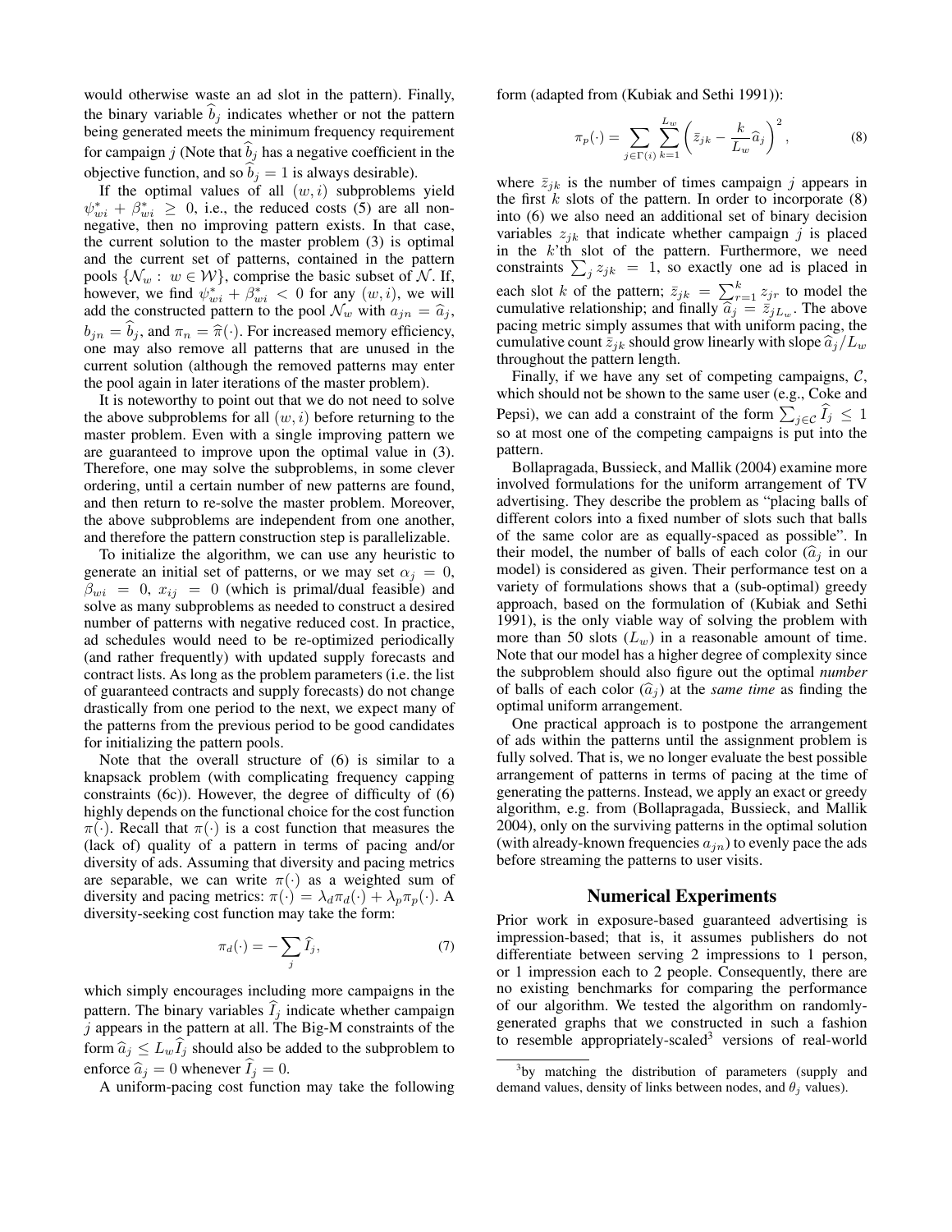would otherwise waste an ad slot in the pattern). Finally, the binary variable $\widehat{b}_j$ indicates whether or not the pattern being generated meets the minimum frequency requirement for campaign $j$ (Note that $\widehat{b}_j$ has a negative coefficient in the objective function, and so $\widehat{b}_j = 1$ is always desirable).

If the optimal values of all $(w, i)$ subproblems yield $\psi^*_{wi} + \beta^*_{wi} \geq 0$, i.e., the reduced costs (5) are all non-negative, then no improving pattern exists. In that case, the current solution to the master problem (3) is optimal and the current set of patterns, contained in the pattern pools $\{\mathcal{N}_w : w \in \mathcal{W}\}$, comprise the basic subset of $\mathcal{N}$. If, however, we find $\psi^*_{wi} + \beta^*_{wi} < 0$ for any $(w, i)$, we will add the constructed pattern to the pool $\mathcal{N}_w$ with $a_{jn} = \widehat{a}_j$, $b_{jn} = \widehat{b}_j$, and $\pi_n = \widehat{\pi}(\cdot)$. For increased memory efficiency, one may also remove all patterns that are unused in the current solution (although the removed patterns may enter the pool again in later iterations of the master problem).

It is noteworthy to point out that we do not need to solve the above subproblems for all $(w, i)$ before returning to the master problem. Even with a single improving pattern we are guaranteed to improve upon the optimal value in (3). Therefore, one may solve the subproblems, in some clever ordering, until a certain number of new patterns are found, and then return to re-solve the master problem. Moreover, the above subproblems are independent from one another, and therefore the pattern construction step is parallelizable.

To initialize the algorithm, we can use any heuristic to generate an initial set of patterns, or we may set $\alpha_j = 0$, $\beta_{wi} = 0$, $x_{ij} = 0$ (which is primal/dual feasible) and solve as many subproblems as needed to construct a desired number of patterns with negative reduced cost. In practice, ad schedules would need to be re-optimized periodically (and rather frequently) with updated supply forecasts and contract lists. As long as the problem parameters (i.e. the list of guaranteed contracts and supply forecasts) do not change drastically from one period to the next, we expect many of the patterns from the previous period to be good candidates for initializing the pattern pools.

Note that the overall structure of (6) is similar to a knapsack problem (with complicating frequency capping constraints (6c)). However, the degree of difficulty of (6) highly depends on the functional choice for the cost function $\pi(\cdot)$. Recall that $\pi(\cdot)$ is a cost function that measures the (lack of) quality of a pattern in terms of pacing and/or diversity of ads. Assuming that diversity and pacing metrics are separable, we can write $\pi(\cdot)$ as a weighted sum of diversity and pacing metrics: $\pi(\cdot) = \lambda_d \pi_d(\cdot) + \lambda_p \pi_p(\cdot)$. A diversity-seeking cost function may take the form:

$$\pi_d(\cdot) = -\sum_j \widehat{I}_j, \tag{7}$$

which simply encourages including more campaigns in the pattern. The binary variables $\widehat{I}_j$ indicate whether campaign $j$ appears in the pattern at all. The Big-M constraints of the form $\widehat{a}_j \leq L_w \widehat{I}_j$ should also be added to the subproblem to enforce $\widehat{a}_j = 0$ whenever $\widehat{I}_j = 0$.

A uniform-pacing cost function may take the following form (adapted from (Kubiak and Sethi 1991)):

$$\pi_p(\cdot) = \sum_{j \in \Gamma(i)} \sum_{k=1}^{L_w} \left( \bar{z}_{jk} - \frac{k}{L_w} \widehat{a}_j \right)^2, \tag{8}$$

where $\bar{z}_{jk}$ is the number of times campaign $j$ appears in the first $k$ slots of the pattern. In order to incorporate (8) into (6) we also need an additional set of binary decision variables $z_{jk}$ that indicate whether campaign $j$ is placed in the $k$'th slot of the pattern. Furthermore, we need constraints $\sum_j z_{jk} = 1$, so exactly one ad is placed in each slot $k$ of the pattern; $\bar{z}_{jk} = \sum_{r=1}^{k} z_{jr}$ to model the cumulative relationship; and finally $\widehat{a}_j = \bar{z}_{jL_w}$. The above pacing metric simply assumes that with uniform pacing, the cumulative count $\bar{z}_{jk}$ should grow linearly with slope $\widehat{a}_j / L_w$ throughout the pattern length.

Finally, if we have any set of competing campaigns, $\mathcal{C}$, which should not be shown to the same user (e.g., Coke and Pepsi), we can add a constraint of the form $\sum_{j \in \mathcal{C}} \widehat{I}_j \leq 1$ so at most one of the competing campaigns is put into the pattern.

Bollapragada, Bussieck, and Mallik (2004) examine more involved formulations for the uniform arrangement of TV advertising. They describe the problem as "placing balls of different colors into a fixed number of slots such that balls of the same color are as equally-spaced as possible". In their model, the number of balls of each color ($\widehat{a}_j$ in our model) is considered as given. Their performance test on a variety of formulations shows that a (sub-optimal) greedy approach, based on the formulation of (Kubiak and Sethi 1991), is the only viable way of solving the problem with more than 50 slots ($L_w$) in a reasonable amount of time. Note that our model has a higher degree of complexity since the subproblem should also figure out the optimal *number* of balls of each color ($\widehat{a}_j$) at the *same time* as finding the optimal uniform arrangement.

One practical approach is to postpone the arrangement of ads within the patterns until the assignment problem is fully solved. That is, we no longer evaluate the best possible arrangement of patterns in terms of pacing at the time of generating the patterns. Instead, we apply an exact or greedy algorithm, e.g. from (Bollapragada, Bussieck, and Mallik 2004), only on the surviving patterns in the optimal solution (with already-known frequencies $a_{jn}$) to evenly pace the ads before streaming the patterns to user visits.

## Numerical Experiments

Prior work in exposure-based guaranteed advertising is impression-based; that is, it assumes publishers do not differentiate between serving 2 impressions to 1 person, or 1 impression each to 2 people. Consequently, there are no existing benchmarks for comparing the performance of our algorithm. We tested the algorithm on randomly-generated graphs that we constructed in such a fashion to resemble appropriately-scaled[3] versions of real-world

[3] by matching the distribution of parameters (supply and demand values, density of links between nodes, and $\theta_j$ values).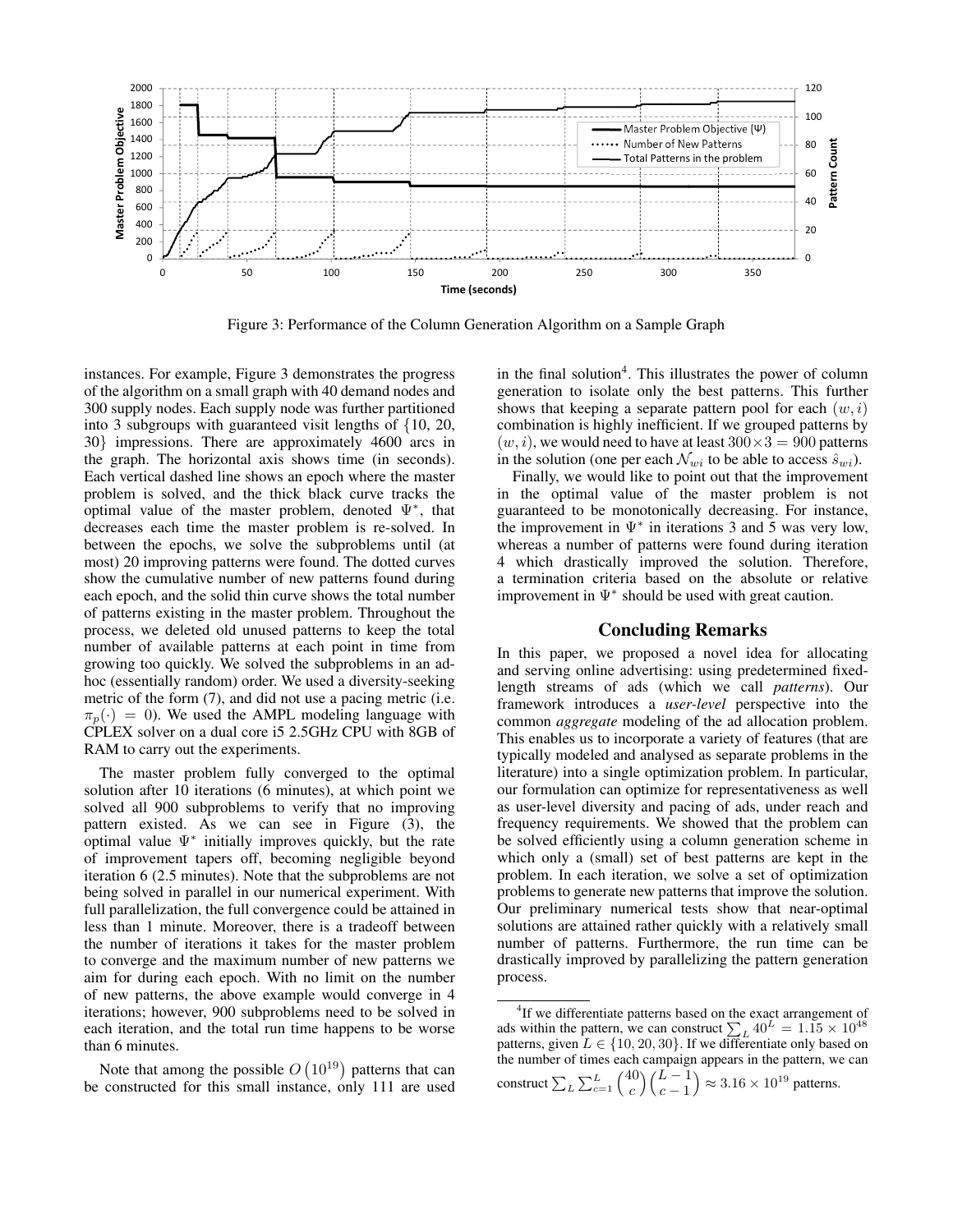Figure 3: Performance of the Column Generation Algorithm on a Sample Graph

instances. For example, Figure 3 demonstrates the progress of the algorithm on a small graph with 40 demand nodes and 300 supply nodes. Each supply node was further partitioned into 3 subgroups with guaranteed visit lengths of $\{10, 20, 30\}$ impressions. There are approximately 4600 arcs in the graph. The horizontal axis shows time (in seconds). Each vertical dashed line shows an epoch where the master problem is solved, and the thick black curve tracks the optimal value of the master problem, denoted $\Psi^*$, that decreases each time the master problem is re-solved. In between the epochs, we solve the subproblems until (at most) 20 improving patterns were found. The dotted curves show the cumulative number of new patterns found during each epoch, and the solid thin curve shows the total number of patterns existing in the master problem. Throughout the process, we deleted old unused patterns to keep the total number of available patterns at each point in time from growing too quickly. We solved the subproblems in an ad-hoc (essentially random) order. We used a diversity-seeking metric of the form (7), and did not use a pacing metric (i.e. $\pi_p(\cdot) = 0$). We used the AMPL modeling language with CPLEX solver on a dual core i5 2.5GHz CPU with 8GB of RAM to carry out the experiments.

The master problem fully converged to the optimal solution after 10 iterations (6 minutes), at which point we solved all 900 subproblems to verify that no improving pattern existed. As we can see in Figure (3), the optimal value $\Psi^*$ initially improves quickly, but the rate of improvement tapers off, becoming negligible beyond iteration 6 (2.5 minutes). Note that the subproblems are not being solved in parallel in our numerical experiment. With full parallelization, the full convergence could be attained in less than 1 minute. Moreover, there is a tradeoff between the number of iterations it takes for the master problem to converge and the maximum number of new patterns we aim for during each epoch. With no limit on the number of new patterns, the above example would converge in 4 iterations; however, 900 subproblems need to be solved in each iteration, and the total run time happens to be worse than 6 minutes.

Note that among the possible $O\left(10^{19}\right)$ patterns that can be constructed for this small instance, only 111 are used in the final solution[4]. This illustrates the power of column generation to isolate only the best patterns. This further shows that keeping a separate pattern pool for each $(w, i)$ combination is highly inefficient. If we grouped patterns by $(w, i)$, we would need to have at least $300 \times 3 = 900$ patterns in the solution (one per each $\mathcal{N}_{wi}$ to be able to access $\hat{s}_{wi}$).

Finally, we would like to point out that the improvement in the optimal value of the master problem is not guaranteed to be monotonically decreasing. For instance, the improvement in $\Psi^*$ in iterations 3 and 5 was very low, whereas a number of patterns were found during iteration 4 which drastically improved the solution. Therefore, a termination criteria based on the absolute or relative improvement in $\Psi^*$ should be used with great caution.

## Concluding Remarks

In this paper, we proposed a novel idea for allocating and serving online advertising: using predetermined fixed-length streams of ads (which we call *patterns*). Our framework introduces a *user-level* perspective into the common *aggregate* modeling of the ad allocation problem. This enables us to incorporate a variety of features (that are typically modeled and analysed as separate problems in the literature) into a single optimization problem. In particular, our formulation can optimize for representativeness as well as user-level diversity and pacing of ads, under reach and frequency requirements. We showed that the problem can be solved efficiently using a column generation scheme in which only a (small) set of best patterns are kept in the problem. In each iteration, we solve a set of optimization problems to generate new patterns that improve the solution. Our preliminary numerical tests show that near-optimal solutions are attained rather quickly with a relatively small number of patterns. Furthermore, the run time can be drastically improved by parallelizing the pattern generation process.

[4] If we differentiate patterns based on the exact arrangement of ads within the pattern, we can construct $\sum_L 40^L = 1.15 \times 10^{48}$ patterns, given $L \in \{10, 20, 30\}$. If we differentiate only based on the number of times each campaign appears in the pattern, we can construct $\sum_L \sum_{c=1}^{L} \binom{40}{c}\binom{L-1}{c-1} \approx 3.16 \times 10^{19}$ patterns.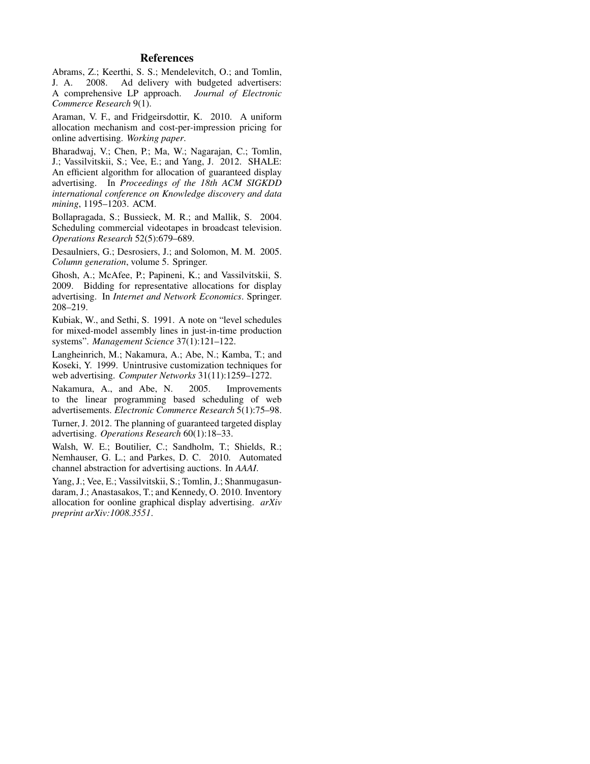## References

Abrams, Z.; Keerthi, S. S.; Mendelevitch, O.; and Tomlin, J. A. 2008. Ad delivery with budgeted advertisers: A comprehensive LP approach. *Journal of Electronic Commerce Research* 9(1).

Araman, V. F., and Fridgeirsdottir, K. 2010. A uniform allocation mechanism and cost-per-impression pricing for online advertising. *Working paper*.

Bharadwaj, V.; Chen, P.; Ma, W.; Nagarajan, C.; Tomlin, J.; Vassilvitskii, S.; Vee, E.; and Yang, J. 2012. SHALE: An efficient algorithm for allocation of guaranteed display advertising. In *Proceedings of the 18th ACM SIGKDD international conference on Knowledge discovery and data mining*, 1195–1203. ACM.

Bollapragada, S.; Bussieck, M. R.; and Mallik, S. 2004. Scheduling commercial videotapes in broadcast television. *Operations Research* 52(5):679–689.

Desaulniers, G.; Desrosiers, J.; and Solomon, M. M. 2005. *Column generation*, volume 5. Springer.

Ghosh, A.; McAfee, P.; Papineni, K.; and Vassilvitskii, S. 2009. Bidding for representative allocations for display advertising. In *Internet and Network Economics*. Springer. 208–219.

Kubiak, W., and Sethi, S. 1991. A note on "level schedules for mixed-model assembly lines in just-in-time production systems". *Management Science* 37(1):121–122.

Langheinrich, M.; Nakamura, A.; Abe, N.; Kamba, T.; and Koseki, Y. 1999. Unintrusive customization techniques for web advertising. *Computer Networks* 31(11):1259–1272.

Nakamura, A., and Abe, N. 2005. Improvements to the linear programming based scheduling of web advertisements. *Electronic Commerce Research* 5(1):75–98.

Turner, J. 2012. The planning of guaranteed targeted display advertising. *Operations Research* 60(1):18–33.

Walsh, W. E.; Boutilier, C.; Sandholm, T.; Shields, R.; Nemhauser, G. L.; and Parkes, D. C. 2010. Automated channel abstraction for advertising auctions. In *AAAI*.

Yang, J.; Vee, E.; Vassilvitskii, S.; Tomlin, J.; Shanmugasundaram, J.; Anastasakos, T.; and Kennedy, O. 2010. Inventory allocation for oonline graphical display advertising. *arXiv preprint arXiv:1008.3551*.